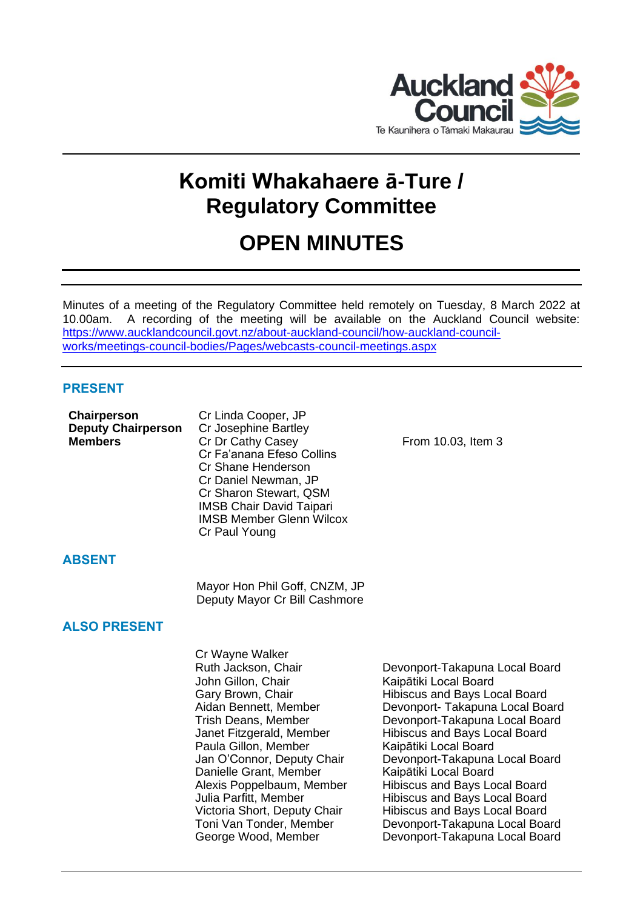# Komiti Whakahaere ā-Ture / Regulatory Committee

## OPEN MINUTES

Minutes of a meeting of the Regulatory Committee held remotely on Tuesday, 8 March 2022 at 10.00am. A recording of the meeting will be available on the Auckland Council website: https://www.aucklandcouncil.govt.nz/about-auckland-council/how-auckland-council-works/meetings-council-bodies/Pages/webcasts-council-meetings.aspx

### PRESENT

| | | |
|---|---|---|
| **Chairperson** | Cr Linda Cooper, JP | |
| **Deputy Chairperson** | Cr Josephine Bartley | |
| **Members** | Cr Dr Cathy Casey | From 10.03, Item 3 |
| | Cr Fa'anana Efeso Collins | |
| | Cr Shane Henderson | |
| | Cr Daniel Newman, JP | |
| | Cr Sharon Stewart, QSM | |
| | IMSB Chair David Taipari | |
| | IMSB Member Glenn Wilcox | |
| | Cr Paul Young | |

### ABSENT

Mayor Hon Phil Goff, CNZM, JP
Deputy Mayor Cr Bill Cashmore

### ALSO PRESENT

| | |
|---|---|
| Cr Wayne Walker | |
| Ruth Jackson, Chair | Devonport-Takapuna Local Board |
| John Gillon, Chair | Kaipātiki Local Board |
| Gary Brown, Chair | Hibiscus and Bays Local Board |
| Aidan Bennett, Member | Devonport- Takapuna Local Board |
| Trish Deans, Member | Devonport-Takapuna Local Board |
| Janet Fitzgerald, Member | Hibiscus and Bays Local Board |
| Paula Gillon, Member | Kaipātiki Local Board |
| Jan O'Connor, Deputy Chair | Devonport-Takapuna Local Board |
| Danielle Grant, Member | Kaipātiki Local Board |
| Alexis Poppelbaum, Member | Hibiscus and Bays Local Board |
| Julia Parfitt, Member | Hibiscus and Bays Local Board |
| Victoria Short, Deputy Chair | Hibiscus and Bays Local Board |
| Toni Van Tonder, Member | Devonport-Takapuna Local Board |
| George Wood, Member | Devonport-Takapuna Local Board |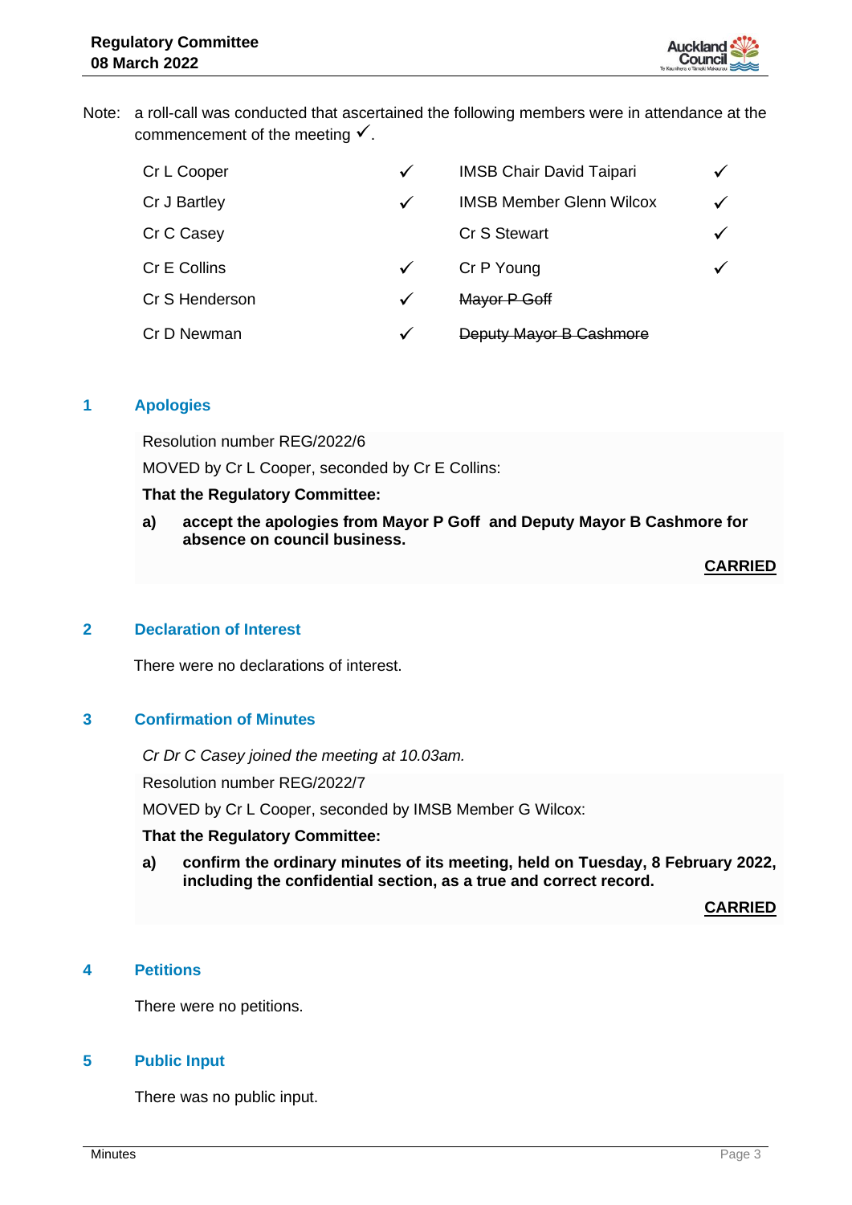Note: a roll-call was conducted that ascertained the following members were in attendance at the commencement of the meeting ✓.

| | | | |
|---|---|---|---|
| Cr L Cooper | ✓ | IMSB Chair David Taipari | ✓ |
| Cr J Bartley | ✓ | IMSB Member Glenn Wilcox | ✓ |
| Cr C Casey | | Cr S Stewart | ✓ |
| Cr E Collins | ✓ | Cr P Young | ✓ |
| Cr S Henderson | ✓ | ~~Mayor P Goff~~ | |
| Cr D Newman | ✓ | ~~Deputy Mayor B Cashmore~~ | |

## 1 Apologies

Resolution number REG/2022/6

MOVED by Cr L Cooper, seconded by Cr E Collins:

**That the Regulatory Committee:**

**a) accept the apologies from Mayor P Goff and Deputy Mayor B Cashmore for absence on council business.**

**CARRIED**

## 2 Declaration of Interest

There were no declarations of interest.

## 3 Confirmation of Minutes

*Cr Dr C Casey joined the meeting at 10.03am.*

Resolution number REG/2022/7

MOVED by Cr L Cooper, seconded by IMSB Member G Wilcox:

**That the Regulatory Committee:**

**a) confirm the ordinary minutes of its meeting, held on Tuesday, 8 February 2022, including the confidential section, as a true and correct record.**

**CARRIED**

## 4 Petitions

There were no petitions.

## 5 Public Input

There was no public input.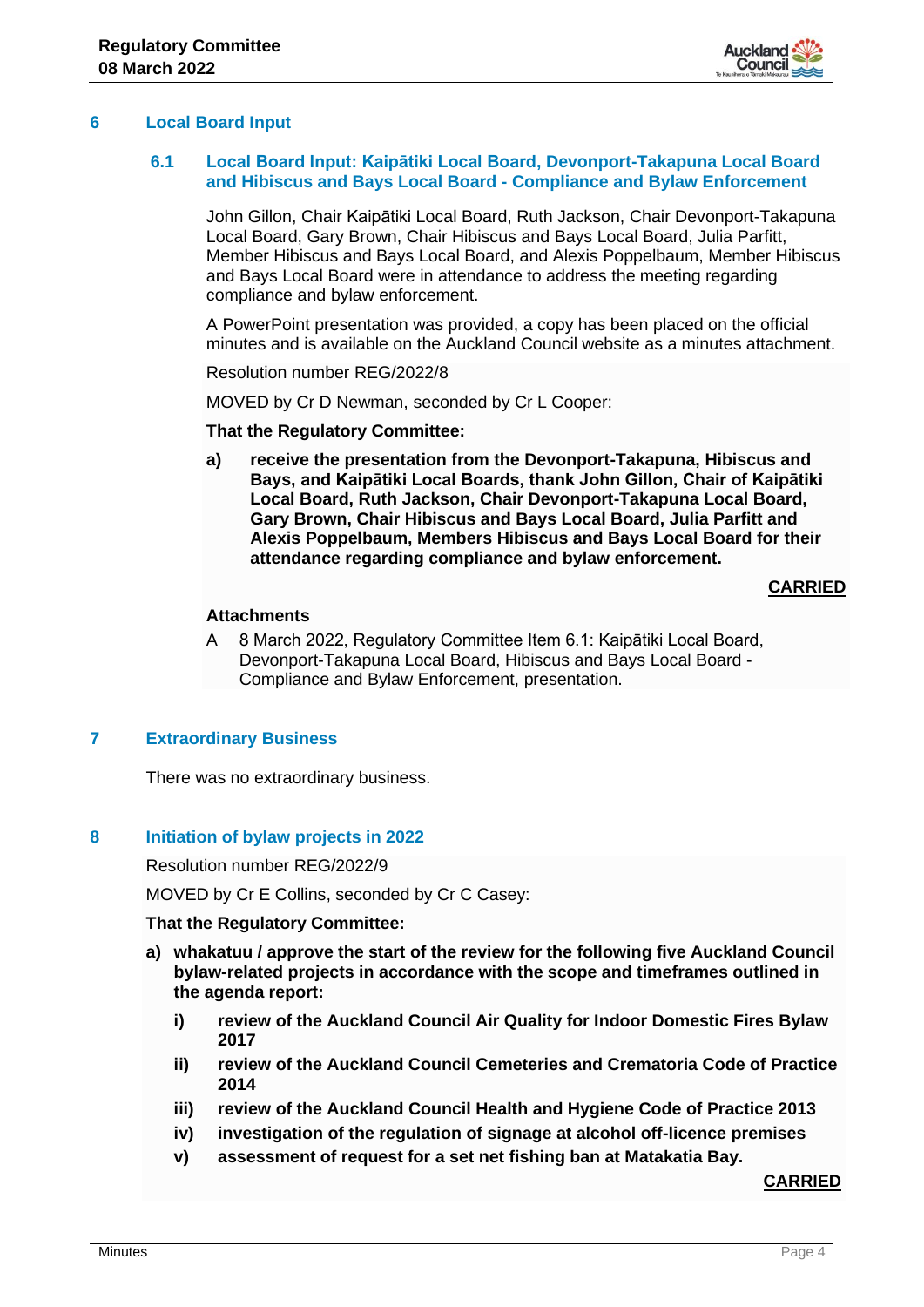## 6 Local Board Input

### 6.1 Local Board Input: Kaipātiki Local Board, Devonport-Takapuna Local Board and Hibiscus and Bays Local Board - Compliance and Bylaw Enforcement

John Gillon, Chair Kaipātiki Local Board, Ruth Jackson, Chair Devonport-Takapuna Local Board, Gary Brown, Chair Hibiscus and Bays Local Board, Julia Parfitt, Member Hibiscus and Bays Local Board, and Alexis Poppelbaum, Member Hibiscus and Bays Local Board were in attendance to address the meeting regarding compliance and bylaw enforcement.

A PowerPoint presentation was provided, a copy has been placed on the official minutes and is available on the Auckland Council website as a minutes attachment.

Resolution number REG/2022/8

MOVED by Cr D Newman, seconded by Cr L Cooper:

**That the Regulatory Committee:**

a) **receive the presentation from the Devonport-Takapuna, Hibiscus and Bays, and Kaipātiki Local Boards, thank John Gillon, Chair of Kaipātiki Local Board, Ruth Jackson, Chair Devonport-Takapuna Local Board, Gary Brown, Chair Hibiscus and Bays Local Board, Julia Parfitt and Alexis Poppelbaum, Members Hibiscus and Bays Local Board for their attendance regarding compliance and bylaw enforcement.**

**CARRIED**

**Attachments**

A 8 March 2022, Regulatory Committee Item 6.1: Kaipātiki Local Board, Devonport-Takapuna Local Board, Hibiscus and Bays Local Board - Compliance and Bylaw Enforcement, presentation.

## 7 Extraordinary Business

There was no extraordinary business.

## 8 Initiation of bylaw projects in 2022

Resolution number REG/2022/9

MOVED by Cr E Collins, seconded by Cr C Casey:

**That the Regulatory Committee:**

a) **whakatuu / approve the start of the review for the following five Auckland Council bylaw-related projects in accordance with the scope and timeframes outlined in the agenda report:**

   i) **review of the Auckland Council Air Quality for Indoor Domestic Fires Bylaw 2017**

   ii) **review of the Auckland Council Cemeteries and Crematoria Code of Practice 2014**

   iii) **review of the Auckland Council Health and Hygiene Code of Practice 2013**

   iv) **investigation of the regulation of signage at alcohol off-licence premises**

   v) **assessment of request for a set net fishing ban at Matakatia Bay.**

**CARRIED**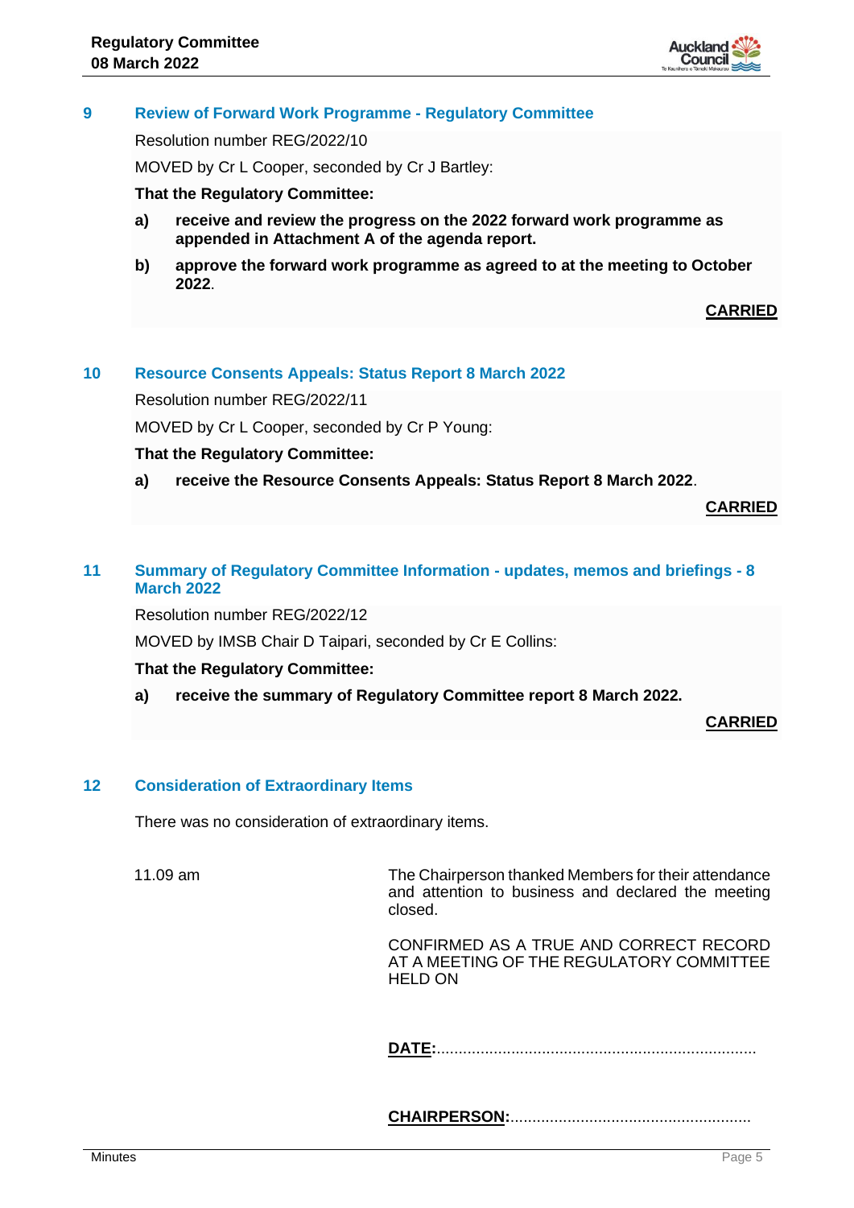## 9 Review of Forward Work Programme - Regulatory Committee

Resolution number REG/2022/10

MOVED by Cr L Cooper, seconded by Cr J Bartley:

**That the Regulatory Committee:**

**a) receive and review the progress on the 2022 forward work programme as appended in Attachment A of the agenda report.**

**b) approve the forward work programme as agreed to at the meeting to October 2022**.

**CARRIED**

## 10 Resource Consents Appeals: Status Report 8 March 2022

Resolution number REG/2022/11

MOVED by Cr L Cooper, seconded by Cr P Young:

**That the Regulatory Committee:**

**a) receive the Resource Consents Appeals: Status Report 8 March 2022**.

**CARRIED**

## 11 Summary of Regulatory Committee Information - updates, memos and briefings - 8 March 2022

Resolution number REG/2022/12

MOVED by IMSB Chair D Taipari, seconded by Cr E Collins:

**That the Regulatory Committee:**

**a) receive the summary of Regulatory Committee report 8 March 2022.**

**CARRIED**

## 12 Consideration of Extraordinary Items

There was no consideration of extraordinary items.

11.09 am

The Chairperson thanked Members for their attendance and attention to business and declared the meeting closed.

CONFIRMED AS A TRUE AND CORRECT RECORD AT A MEETING OF THE REGULATORY COMMITTEE HELD ON

**DATE:**.........................................................................

**CHAIRPERSON:**.......................................................